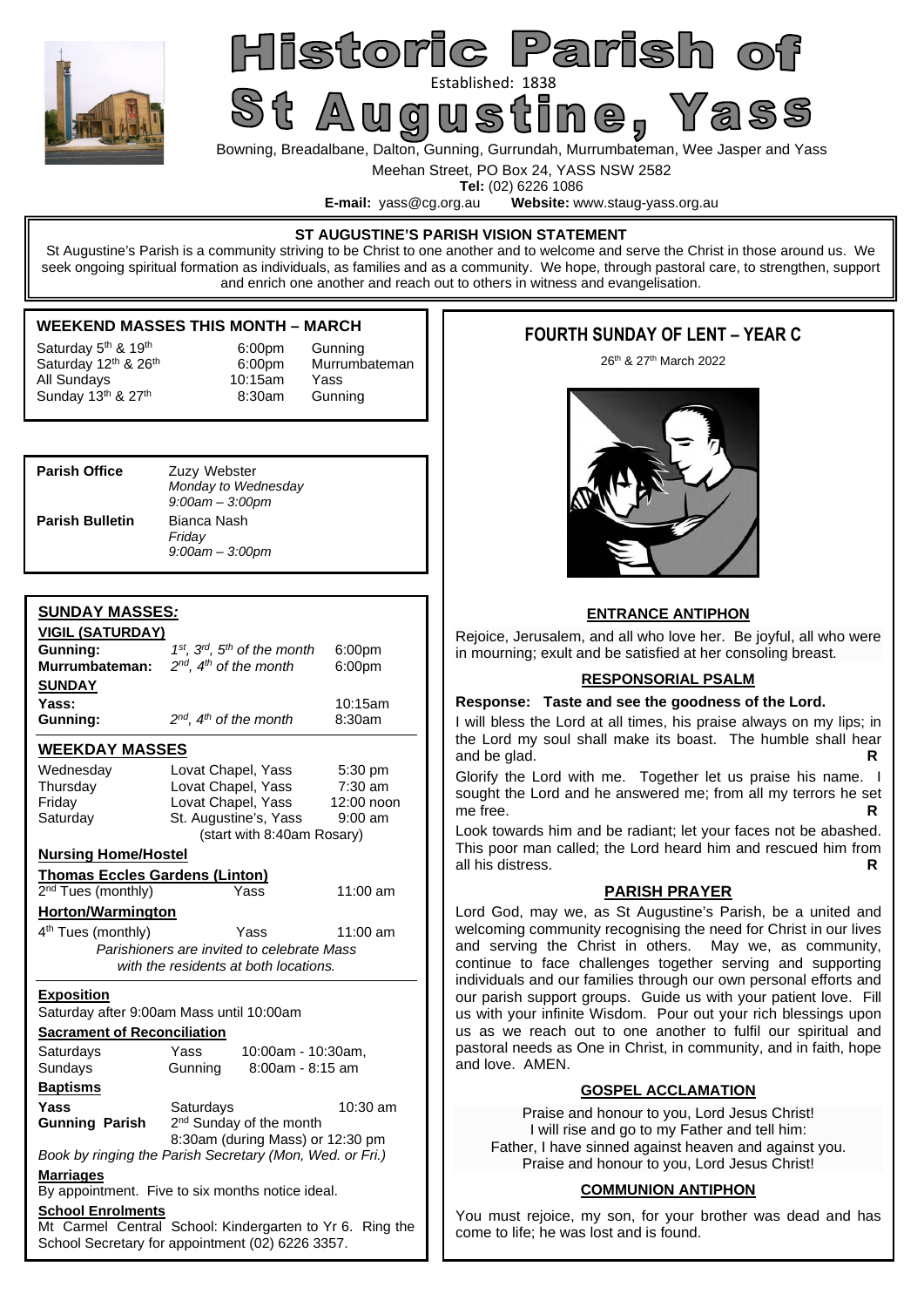# Historic Parish of St Augustine, Yass

Established: 1838

Bowning, Breadalbane, Dalton, Gunning, Gurrundah, Murrumbateman, Wee Jasper and Yass

Meehan Street, PO Box 24, YASS NSW 2582

**Tel:** (02) 6226 1086

**E-mail:** yass@cg.org.au **Website:** www.staug-yass.org.au

**ST AUGUSTINE'S PARISH VISION STATEMENT**

St Augustine's Parish is a community striving to be Christ to one another and to welcome and serve the Christ in those around us. We seek ongoing spiritual formation as individuals, as families and as a community. We hope, through pastoral care, to strengthen, support and enrich one another and reach out to others in witness and evangelisation.

## WEEKEND MASSES THIS MONTH – MARCH

| | | |
|---|---|---|
| Saturday 5th & 19th | 6:00pm | Gunning |
| Saturday 12th & 26th | 6:00pm | Murrumbateman |
| All Sundays | 10:15am | Yass |
| Sunday 13th & 27th | 8:30am | Gunning |

| | |
|---|---|
| **Parish Office** | Zuzy Webster<br>*Monday to Wednesday*<br>*9:00am – 3:00pm* |
| **Parish Bulletin** | Bianca Nash<br>*Friday*<br>*9:00am – 3:00pm* |

## SUNDAY MASSES:

**VIGIL (SATURDAY)**

| | | |
|---|---|---|
| **Gunning:** | *1st, 3rd, 5th of the month* | 6:00pm |
| **Murrumbateman:** | *2nd, 4th of the month* | 6:00pm |

**SUNDAY**

| | | |
|---|---|---|
| **Yass:** | | 10:15am |
| **Gunning:** | *2nd, 4th of the month* | 8:30am |

## WEEKDAY MASSES

| | | |
|---|---|---|
| Wednesday | Lovat Chapel, Yass | 5:30 pm |
| Thursday | Lovat Chapel, Yass | 7:30 am |
| Friday | Lovat Chapel, Yass | 12:00 noon |
| Saturday | St. Augustine's, Yass | 9:00 am |

(start with 8:40am Rosary)

**Nursing Home/Hostel**

**Thomas Eccles Gardens (Linton)**

2nd Tues (monthly) Yass 11:00 am

**Horton/Warmington**

4th Tues (monthly) Yass 11:00 am

*Parishioners are invited to celebrate Mass with the residents at both locations.*

**Exposition**

Saturday after 9:00am Mass until 10:00am

**Sacrament of Reconciliation**

| | | |
|---|---|---|
| Saturdays | Yass | 10:00am - 10:30am, |
| Sundays | Gunning | 8:00am - 8:15 am |

**Baptisms**

| | | |
|---|---|---|
| **Yass** | Saturdays | 10:30 am |
| **Gunning Parish** | 2nd Sunday of the month<br>8:30am (during Mass) or 12:30 pm | |

*Book by ringing the Parish Secretary (Mon, Wed. or Fri.)*

**Marriages**

By appointment. Five to six months notice ideal.

**School Enrolments**

Mt Carmel Central School: Kindergarten to Yr 6. Ring the School Secretary for appointment (02) 6226 3357.

## FOURTH SUNDAY OF LENT – YEAR C

26th & 27th March 2022

### ENTRANCE ANTIPHON

Rejoice, Jerusalem, and all who love her. Be joyful, all who were in mourning; exult and be satisfied at her consoling breast.

### RESPONSORIAL PSALM

**Response: Taste and see the goodness of the Lord.**

I will bless the Lord at all times, his praise always on my lips; in the Lord my soul shall make its boast. The humble shall hear and be glad. **R**

Glorify the Lord with me. Together let us praise his name. I sought the Lord and he answered me; from all my terrors he set me free. **R**

Look towards him and be radiant; let your faces not be abashed. This poor man called; the Lord heard him and rescued him from all his distress. **R**

### PARISH PRAYER

Lord God, may we, as St Augustine's Parish, be a united and welcoming community recognising the need for Christ in our lives and serving the Christ in others. May we, as community, continue to face challenges together serving and supporting individuals and our families through our own personal efforts and our parish support groups. Guide us with your patient love. Fill us with your infinite Wisdom. Pour out your rich blessings upon us as we reach out to one another to fulfil our spiritual and pastoral needs as One in Christ, in community, and in faith, hope and love. AMEN.

### GOSPEL ACCLAMATION

Praise and honour to you, Lord Jesus Christ!
I will rise and go to my Father and tell him:
Father, I have sinned against heaven and against you.
Praise and honour to you, Lord Jesus Christ!

### COMMUNION ANTIPHON

You must rejoice, my son, for your brother was dead and has come to life; he was lost and is found.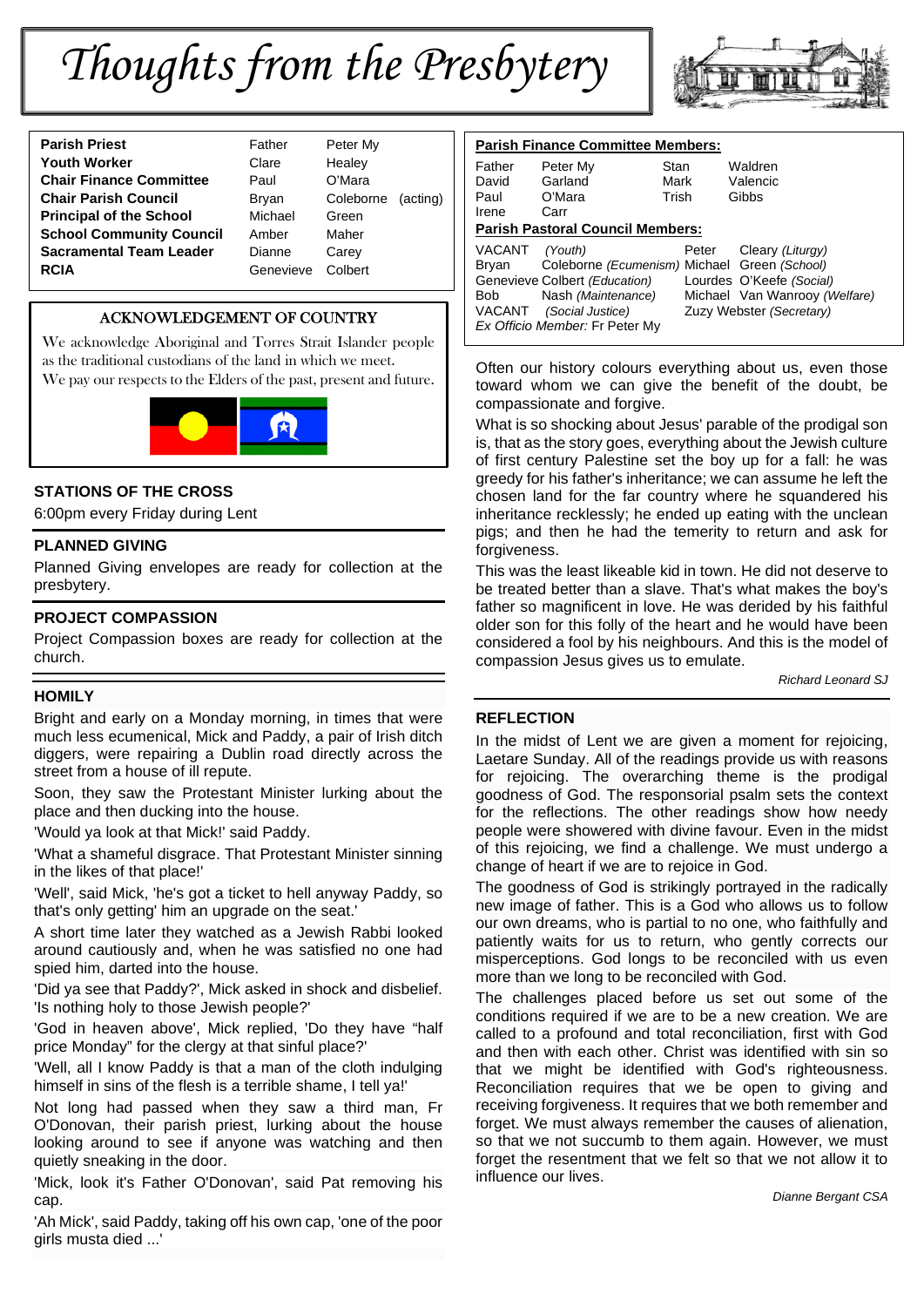# Thoughts from the Presbytery

| | | |
|---|---|---|
| **Parish Priest** | Father | Peter My |
| **Youth Worker** | Clare | Healey |
| **Chair Finance Committee** | Paul | O'Mara |
| **Chair Parish Council** | Bryan | Coleborne (acting) |
| **Principal of the School** | Michael | Green |
| **School Community Council** | Amber | Maher |
| **Sacramental Team Leader** | Dianne | Carey |
| **RCIA** | Genevieve | Colbert |

**Parish Finance Committee Members:**

| | | | |
|---|---|---|---|
| Father | Peter My | Stan | Waldren |
| David | Garland | Mark | Valencic |
| Paul | O'Mara | Trish | Gibbs |
| Irene | Carr | | |

**Parish Pastoral Council Members:**

VACANT *(Youth)*
Bryan Coleborne *(Ecumenism)*
Genevieve Colbert *(Education)*
Bob Nash *(Maintenance)*
VACANT *(Social Justice)*
Peter Cleary *(Liturgy)*
Michael Green *(School)*
Lourdes O'Keefe *(Social)*
Michael Van Wanrooy *(Welfare)*
Zuzy Webster *(Secretary)*
*Ex Officio Member:* Fr Peter My

## ACKNOWLEDGEMENT OF COUNTRY

We acknowledge Aboriginal and Torres Strait Islander people as the traditional custodians of the land in which we meet.
We pay our respects to the Elders of the past, present and future.

## STATIONS OF THE CROSS

6:00pm every Friday during Lent

## PLANNED GIVING

Planned Giving envelopes are ready for collection at the presbytery.

## PROJECT COMPASSION

Project Compassion boxes are ready for collection at the church.

## HOMILY

Bright and early on a Monday morning, in times that were much less ecumenical, Mick and Paddy, a pair of Irish ditch diggers, were repairing a Dublin road directly across the street from a house of ill repute.

Soon, they saw the Protestant Minister lurking about the place and then ducking into the house.

'Would ya look at that Mick!' said Paddy.

'What a shameful disgrace. That Protestant Minister sinning in the likes of that place!'

'Well', said Mick, 'he's got a ticket to hell anyway Paddy, so that's only getting' him an upgrade on the seat.'

A short time later they watched as a Jewish Rabbi looked around cautiously and, when he was satisfied no one had spied him, darted into the house.

'Did ya see that Paddy?', Mick asked in shock and disbelief. 'Is nothing holy to those Jewish people?'

'God in heaven above', Mick replied, 'Do they have "half price Monday" for the clergy at that sinful place?'

'Well, all I know Paddy is that a man of the cloth indulging himself in sins of the flesh is a terrible shame, I tell ya!'

Not long had passed when they saw a third man, Fr O'Donovan, their parish priest, lurking about the house looking around to see if anyone was watching and then quietly sneaking in the door.

'Mick, look it's Father O'Donovan', said Pat removing his cap.

'Ah Mick', said Paddy, taking off his own cap, 'one of the poor girls musta died ...'

Often our history colours everything about us, even those toward whom we can give the benefit of the doubt, be compassionate and forgive.

What is so shocking about Jesus' parable of the prodigal son is, that as the story goes, everything about the Jewish culture of first century Palestine set the boy up for a fall: he was greedy for his father's inheritance; we can assume he left the chosen land for the far country where he squandered his inheritance recklessly; he ended up eating with the unclean pigs; and then he had the temerity to return and ask for forgiveness.

This was the least likeable kid in town. He did not deserve to be treated better than a slave. That's what makes the boy's father so magnificent in love. He was derided by his faithful older son for this folly of the heart and he would have been considered a fool by his neighbours. And this is the model of compassion Jesus gives us to emulate.

*Richard Leonard SJ*

## REFLECTION

In the midst of Lent we are given a moment for rejoicing, Laetare Sunday. All of the readings provide us with reasons for rejoicing. The overarching theme is the prodigal goodness of God. The responsorial psalm sets the context for the reflections. The other readings show how needy people were showered with divine favour. Even in the midst of this rejoicing, we find a challenge. We must undergo a change of heart if we are to rejoice in God.

The goodness of God is strikingly portrayed in the radically new image of father. This is a God who allows us to follow our own dreams, who is partial to no one, who faithfully and patiently waits for us to return, who gently corrects our misperceptions. God longs to be reconciled with us even more than we long to be reconciled with God.

The challenges placed before us set out some of the conditions required if we are to be a new creation. We are called to a profound and total reconciliation, first with God and then with each other. Christ was identified with sin so that we might be identified with God's righteousness. Reconciliation requires that we be open to giving and receiving forgiveness. It requires that we both remember and forget. We must always remember the causes of alienation, so that we not succumb to them again. However, we must forget the resentment that we felt so that we not allow it to influence our lives.

*Dianne Bergant CSA*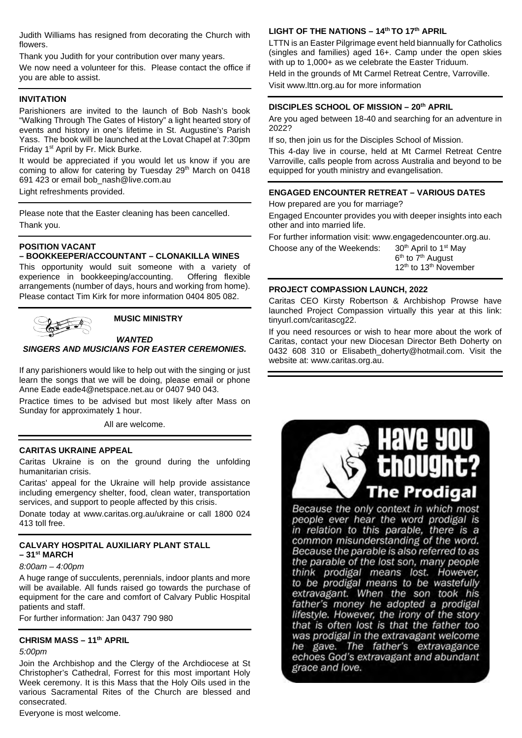Judith Williams has resigned from decorating the Church with flowers.

Thank you Judith for your contribution over many years.

We now need a volunteer for this. Please contact the office if you are able to assist.

### INVITATION

Parishioners are invited to the launch of Bob Nash's book "Walking Through The Gates of History" a light hearted story of events and history in one's lifetime in St. Augustine's Parish Yass. The book will be launched at the Lovat Chapel at 7:30pm Friday 1st April by Fr. Mick Burke.

It would be appreciated if you would let us know if you are coming to allow for catering by Tuesday 29th March on 0418 691 423 or email bob_nash@live.com.au

Light refreshments provided.

---

Please note that the Easter cleaning has been cancelled.

Thank you.

### POSITION VACANT – BOOKKEEPER/ACCOUNTANT – CLONAKILLA WINES

This opportunity would suit someone with a variety of experience in bookkeeping/accounting. Offering flexible arrangements (number of days, hours and working from home). Please contact Tim Kirk for more information 0404 805 082.

### MUSIC MINISTRY

***WANTED***

***SINGERS AND MUSICIANS FOR EASTER CEREMONIES.***

If any parishioners would like to help out with the singing or just learn the songs that we will be doing, please email or phone Anne Eade eade4@netspace.net.au or 0407 940 043.

Practice times to be advised but most likely after Mass on Sunday for approximately 1 hour.

All are welcome.

### CARITAS UKRAINE APPEAL

Caritas Ukraine is on the ground during the unfolding humanitarian crisis.

Caritas' appeal for the Ukraine will help provide assistance including emergency shelter, food, clean water, transportation services, and support to people affected by this crisis.

Donate today at www.caritas.org.au/ukraine or call 1800 024 413 toll free.

### CALVARY HOSPITAL AUXILIARY PLANT STALL – 31st MARCH

*8:00am – 4:00pm*

A huge range of succulents, perennials, indoor plants and more will be available. All funds raised go towards the purchase of equipment for the care and comfort of Calvary Public Hospital patients and staff.

For further information: Jan 0437 790 980

### CHRISM MASS – 11th APRIL

*5:00pm*

Join the Archbishop and the Clergy of the Archdiocese at St Christopher's Cathedral, Forrest for this most important Holy Week ceremony. It is this Mass that the Holy Oils used in the various Sacramental Rites of the Church are blessed and consecrated.

Everyone is most welcome.

### LIGHT OF THE NATIONS – 14th TO 17th APRIL

LTTN is an Easter Pilgrimage event held biannually for Catholics (singles and families) aged 16+. Camp under the open skies with up to 1,000+ as we celebrate the Easter Triduum.

Held in the grounds of Mt Carmel Retreat Centre, Varroville.

Visit www.lttn.org.au for more information

### DISCIPLES SCHOOL OF MISSION – 20th APRIL

Are you aged between 18-40 and searching for an adventure in 2022?

If so, then join us for the Disciples School of Mission.

This 4-day live in course, held at Mt Carmel Retreat Centre Varroville, calls people from across Australia and beyond to be equipped for youth ministry and evangelisation.

### ENGAGED ENCOUNTER RETREAT – VARIOUS DATES

How prepared are you for marriage?

Engaged Encounter provides you with deeper insights into each other and into married life.

For further information visit: www.engagedencounter.org.au.

Choose any of the Weekends:
- 30th April to 1st May
- 6th to 7th August
- 12th to 13th November

### PROJECT COMPASSION LAUNCH, 2022

Caritas CEO Kirsty Robertson & Archbishop Prowse have launched Project Compassion virtually this year at this link: tinyurl.com/caritascg22.

If you need resources or wish to hear more about the work of Caritas, contact your new Diocesan Director Beth Doherty on 0432 608 310 or Elisabeth_doherty@hotmail.com. Visit the website at: www.caritas.org.au.

### Have you thought? The Prodigal

*Because the only context in which most people ever hear the word prodigal is in relation to this parable, there is a common misunderstanding of the word. Because the parable is also referred to as the parable of the lost son, many people think prodigal means lost. However, to be prodigal means to be wastefully extravagant. When the son took his father's money he adopted a prodigal lifestyle. However, the irony of the story that is often lost is that the father too was prodigal in the extravagant welcome he gave. The father's extravagance echoes God's extravagant and abundant grace and love.*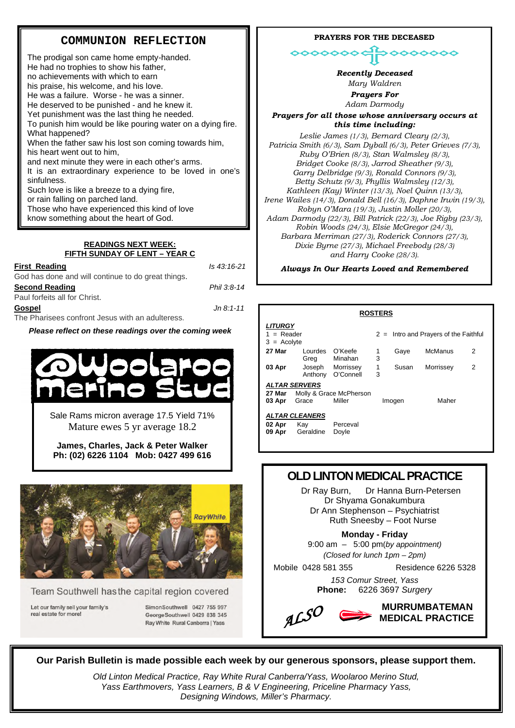## COMMUNION REFLECTION

The prodigal son came home empty-handed.
He had no trophies to show his father,
no achievements with which to earn
his praise, his welcome, and his love.
He was a failure. Worse - he was a sinner.
He deserved to be punished - and he knew it.
Yet punishment was the last thing he needed.
To punish him would be like pouring water on a dying fire.
What happened?
When the father saw his lost son coming towards him,
his heart went out to him,
and next minute they were in each other's arms.
It is an extraordinary experience to be loved in one's sinfulness.
Such love is like a breeze to a dying fire,
or rain falling on parched land.
Those who have experienced this kind of love
know something about the heart of God.

**READINGS NEXT WEEK:**
**FIFTH SUNDAY OF LENT – YEAR C**

**First Reading** *Is 43:16-21*
God has done and will continue to do great things.

**Second Reading** *Phil 3:8-14*
Paul forfeits all for Christ.

**Gospel** *Jn 8:1-11*
The Pharisees confront Jesus with an adulteress.

***Please reflect on these readings over the coming week***

**@Woolaroo Merino Stud**

Sale Rams micron average 17.5 Yield 71%
Mature ewes 5 yr average 18.2

**James, Charles, Jack & Peter Walker**
**Ph: (02) 6226 1104 Mob: 0427 499 616**

RayWhite.

Team Southwell has the capital region covered

Let our family sell your family's real estate for more!

Simon Southwell 0427 755 997
George Southwell 0429 838 345
Ray White Rural Canberra | Yass

**PRAYERS FOR THE DECEASED**

***Recently Deceased***
*Mary Waldren*

***Prayers For***
*Adam Darmody*

***Prayers for all those whose anniversary occurs at this time including:***

*Leslie James (1/3), Bernard Cleary (2/3), Patricia Smith (6/3), Sam Dyball (6/3), Peter Grieves (7/3), Ruby O'Brien (8/3), Stan Walmsley (8/3), Bridget Cooke (8/3), Jarrod Sheather (9/3), Garry Delbridge (9/3), Ronald Connors (9/3), Betty Schutz (9/3), Phyllis Walmsley (12/3), Kathleen (Kay) Winter (13/3), Noel Quinn (13/3), Irene Wailes (14/3), Donald Bell (16/3), Daphne Irwin (19/3), Robyn O'Mara (19/3), Justin Moller (20/3), Adam Darmody (22/3), Bill Patrick (22/3), Joe Rigby (23/3), Robin Woods (24/3), Elsie McGregor (24/3), Barbara Merriman (27/3), Roderick Connors (27/3), Dixie Byrne (27/3), Michael Freebody (28/3) and Harry Cooke (28/3).*

***Always In Our Hearts Loved and Remembered***

**ROSTERS**

***LITURGY***
1 = Reader 2 = Intro and Prayers of the Faithful
3 = Acolyte

| | | | | | | |
|---|---|---|---|---|---|---|
| **27 Mar** | Lourdes O'Keefe | 1 | Gaye McManus | 2 | | |
| | Greg Minahan | 3 | | | | |
| **03 Apr** | Joseph Morrissey | 1 | Susan Morrissey | 2 | | |
| | Anthony O'Connell | 3 | | | | |

***ALTAR SERVERS***

**27 Mar** Molly & Grace McPherson
**03 Apr** Grace Miller, Imogen Maher

***ALTAR CLEANERS***

**02 Apr** Kay Perceval
**09 Apr** Geraldine Doyle

## OLD LINTON MEDICAL PRACTICE

Dr Ray Burn, Dr Hanna Burn-Petersen
Dr Shyama Gonakumbura
Dr Ann Stephenson – Psychiatrist
Ruth Sneesby – Foot Nurse

**Monday - Friday**
9:00 am – 5:00 pm*(by appointment)*
*(Closed for lunch 1pm – 2pm)*

Mobile 0428 581 355 Residence 6226 5328

*153 Comur Street, Yass*
**Phone:** 6226 3697 *Surgery*

ALSO **MURRUMBATEMAN MEDICAL PRACTICE**

**Our Parish Bulletin is made possible each week by our generous sponsors, please support them.**

*Old Linton Medical Practice, Ray White Rural Canberra/Yass, Woolaroo Merino Stud, Yass Earthmovers, Yass Learners, B & V Engineering, Priceline Pharmacy Yass, Designing Windows, Miller's Pharmacy.*